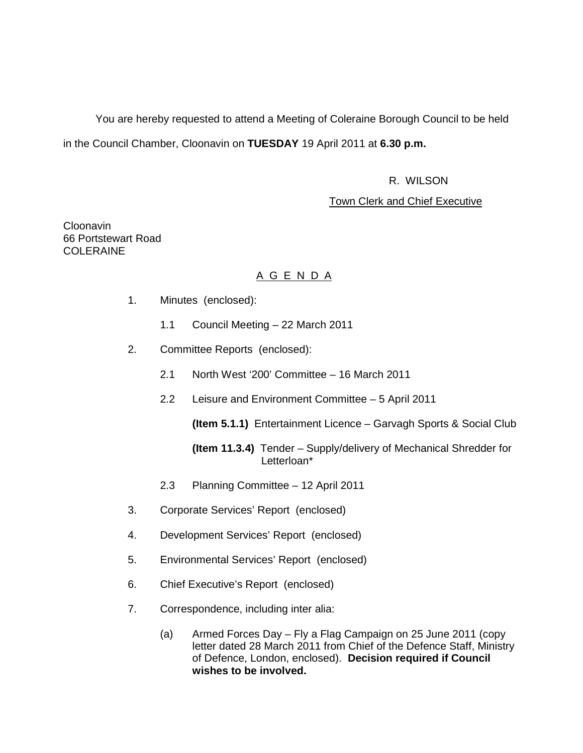You are hereby requested to attend a Meeting of Coleraine Borough Council to be held in the Council Chamber, Cloonavin on **TUESDAY** 19 April 2011 at **6.30 p.m.**

R. WILSON

Town Clerk and Chief Executive

Cloonavin
66 Portstewart Road
COLERAINE

## A G E N D A

1. Minutes (enclosed):

   1.1 Council Meeting – 22 March 2011

2. Committee Reports (enclosed):

   2.1 North West '200' Committee – 16 March 2011

   2.2 Leisure and Environment Committee – 5 April 2011

   **(Item 5.1.1)** Entertainment Licence – Garvagh Sports & Social Club

   **(Item 11.3.4)** Tender – Supply/delivery of Mechanical Shredder for Letterloan*

   2.3 Planning Committee – 12 April 2011

3. Corporate Services' Report (enclosed)

4. Development Services' Report (enclosed)

5. Environmental Services' Report (enclosed)

6. Chief Executive's Report (enclosed)

7. Correspondence, including inter alia:

   (a) Armed Forces Day – Fly a Flag Campaign on 25 June 2011 (copy letter dated 28 March 2011 from Chief of the Defence Staff, Ministry of Defence, London, enclosed). **Decision required if Council wishes to be involved.**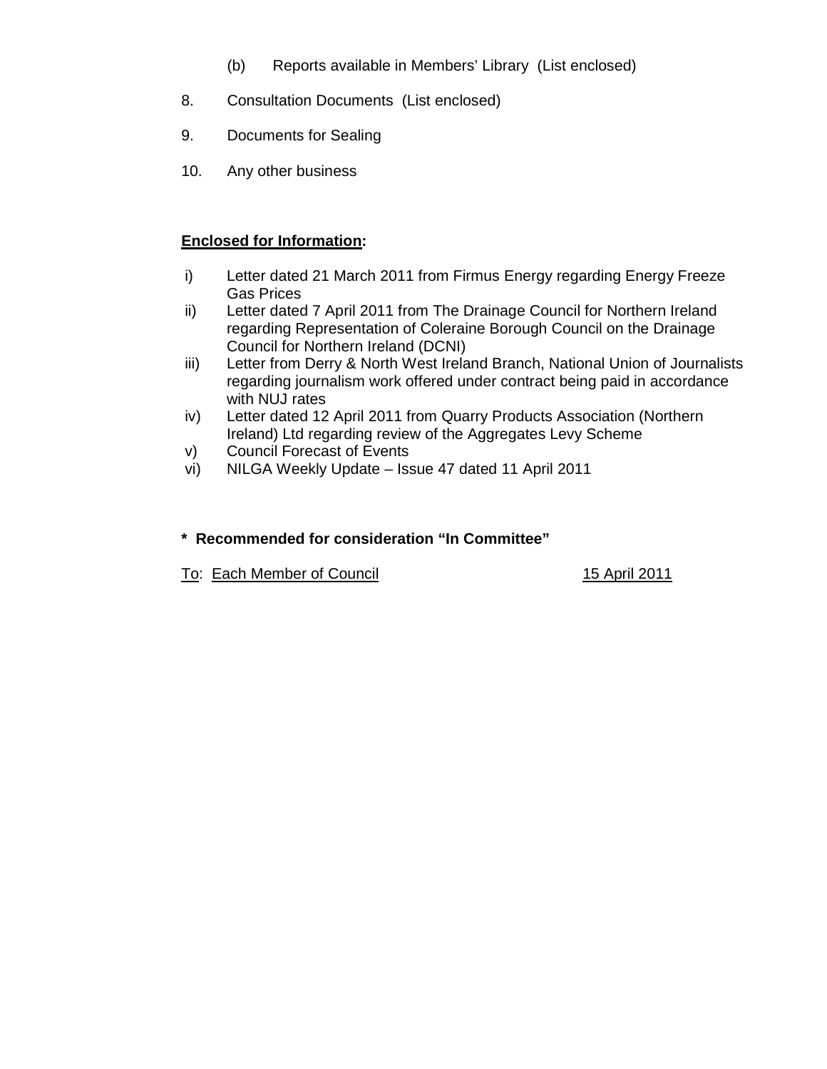(b) Reports available in Members' Library (List enclosed)

8. Consultation Documents (List enclosed)

9. Documents for Sealing

10. Any other business

**Enclosed for Information:**

i) Letter dated 21 March 2011 from Firmus Energy regarding Energy Freeze Gas Prices

ii) Letter dated 7 April 2011 from The Drainage Council for Northern Ireland regarding Representation of Coleraine Borough Council on the Drainage Council for Northern Ireland (DCNI)

iii) Letter from Derry & North West Ireland Branch, National Union of Journalists regarding journalism work offered under contract being paid in accordance with NUJ rates

iv) Letter dated 12 April 2011 from Quarry Products Association (Northern Ireland) Ltd regarding review of the Aggregates Levy Scheme

v) Council Forecast of Events

vi) NILGA Weekly Update – Issue 47 dated 11 April 2011

**\* Recommended for consideration "In Committee"**

To: Each Member of Council 15 April 2011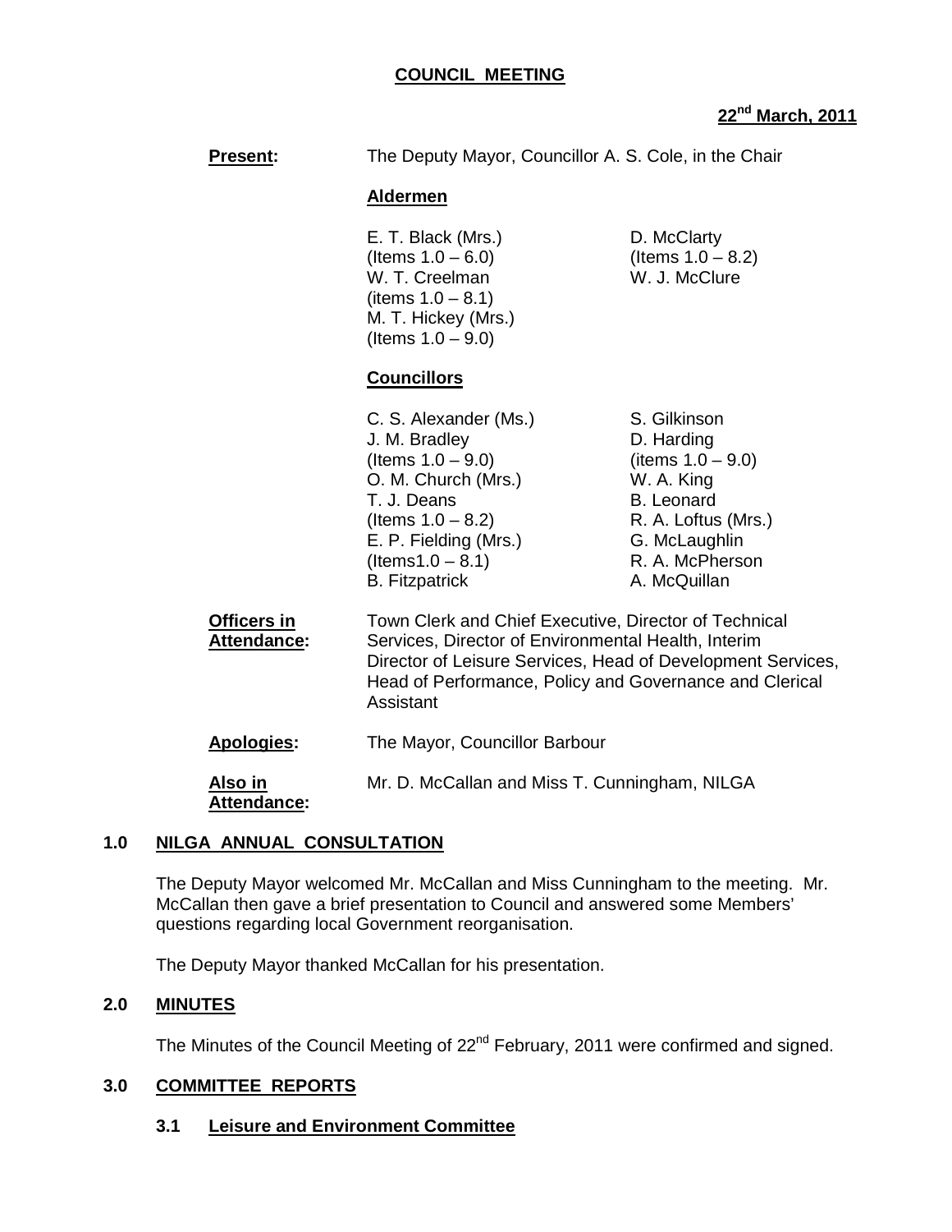**COUNCIL MEETING**

**22nd March, 2011**

**Present:** The Deputy Mayor, Councillor A. S. Cole, in the Chair

**Aldermen**

E. T. Black (Mrs.) (Items 1.0 – 6.0)
W. T. Creelman (items 1.0 – 8.1)
M. T. Hickey (Mrs.) (Items 1.0 – 9.0)
D. McClarty (Items 1.0 – 8.2)
W. J. McClure

**Councillors**

C. S. Alexander (Ms.)
J. M. Bradley (Items 1.0 – 9.0)
O. M. Church (Mrs.)
T. J. Deans (Items 1.0 – 8.2)
E. P. Fielding (Mrs.) (Items1.0 – 8.1)
B. Fitzpatrick
S. Gilkinson
D. Harding (items 1.0 – 9.0)
W. A. King
B. Leonard
R. A. Loftus (Mrs.)
G. McLaughlin
R. A. McPherson
A. McQuillan

**Officers in Attendance:** Town Clerk and Chief Executive, Director of Technical Services, Director of Environmental Health, Interim Director of Leisure Services, Head of Development Services, Head of Performance, Policy and Governance and Clerical Assistant

**Apologies:** The Mayor, Councillor Barbour

**Also in Attendance:** Mr. D. McCallan and Miss T. Cunningham, NILGA

## 1.0 NILGA ANNUAL CONSULTATION

The Deputy Mayor welcomed Mr. McCallan and Miss Cunningham to the meeting. Mr. McCallan then gave a brief presentation to Council and answered some Members' questions regarding local Government reorganisation.

The Deputy Mayor thanked McCallan for his presentation.

## 2.0 MINUTES

The Minutes of the Council Meeting of 22nd February, 2011 were confirmed and signed.

## 3.0 COMMITTEE REPORTS

### 3.1 Leisure and Environment Committee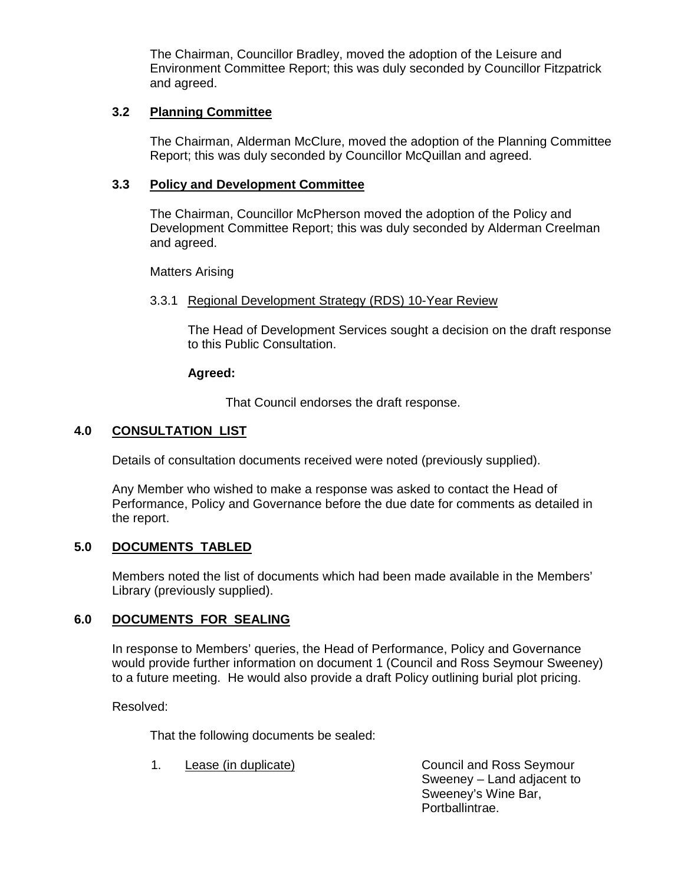The Chairman, Councillor Bradley, moved the adoption of the Leisure and Environment Committee Report; this was duly seconded by Councillor Fitzpatrick and agreed.

### 3.2 Planning Committee

The Chairman, Alderman McClure, moved the adoption of the Planning Committee Report; this was duly seconded by Councillor McQuillan and agreed.

### 3.3 Policy and Development Committee

The Chairman, Councillor McPherson moved the adoption of the Policy and Development Committee Report; this was duly seconded by Alderman Creelman and agreed.

Matters Arising

3.3.1 Regional Development Strategy (RDS) 10-Year Review

The Head of Development Services sought a decision on the draft response to this Public Consultation.

**Agreed:**

That Council endorses the draft response.

## 4.0 CONSULTATION LIST

Details of consultation documents received were noted (previously supplied).

Any Member who wished to make a response was asked to contact the Head of Performance, Policy and Governance before the due date for comments as detailed in the report.

## 5.0 DOCUMENTS TABLED

Members noted the list of documents which had been made available in the Members' Library (previously supplied).

## 6.0 DOCUMENTS FOR SEALING

In response to Members' queries, the Head of Performance, Policy and Governance would provide further information on document 1 (Council and Ross Seymour Sweeney) to a future meeting. He would also provide a draft Policy outlining burial plot pricing.

Resolved:

That the following documents be sealed:

1. Lease (in duplicate) — Council and Ross Seymour Sweeney – Land adjacent to Sweeney's Wine Bar, Portballintrae.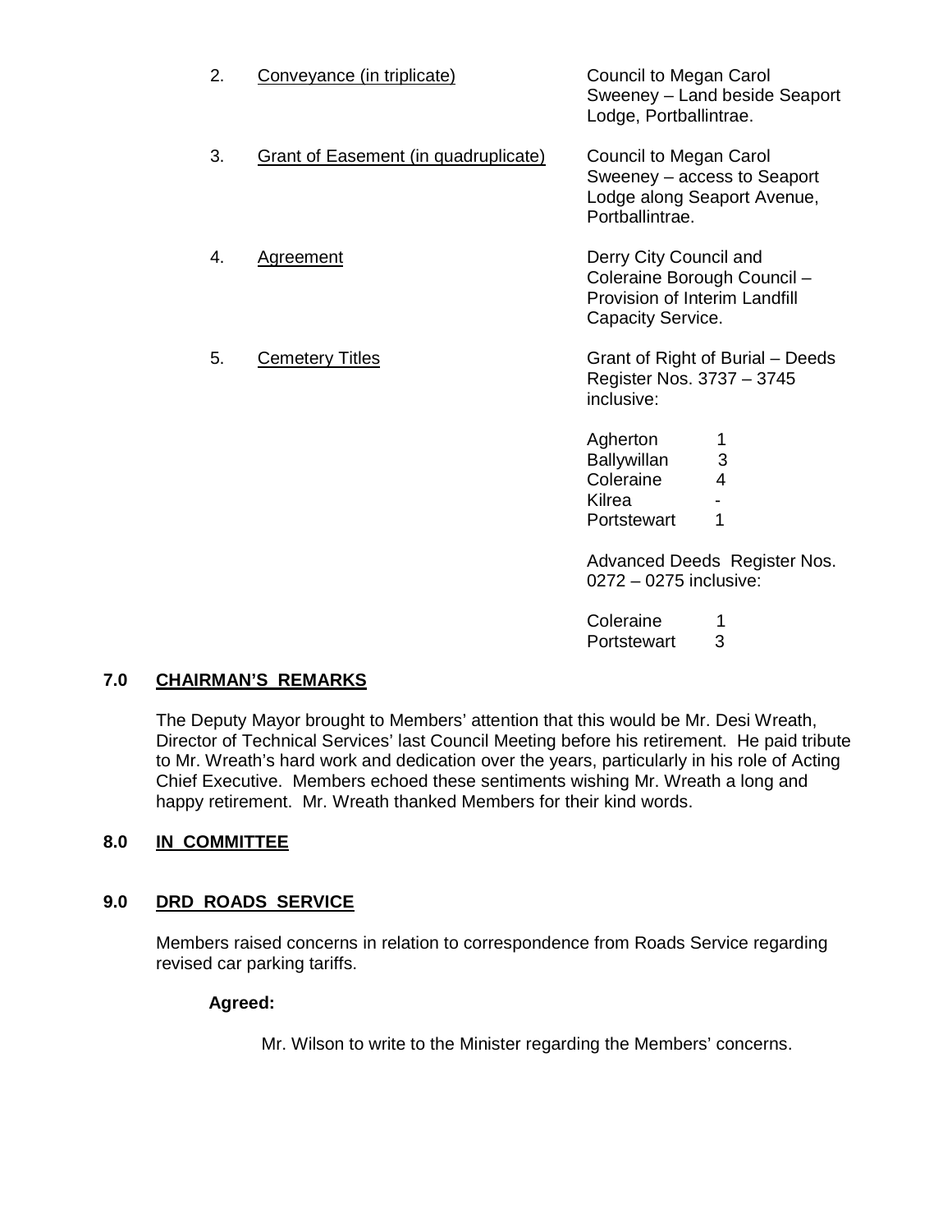2. <u>Conveyance (in triplicate)</u> — Council to Megan Carol Sweeney – Land beside Seaport Lodge, Portballintrae.

3. <u>Grant of Easement (in quadruplicate)</u> — Council to Megan Carol Sweeney – access to Seaport Lodge along Seaport Avenue, Portballintrae.

4. <u>Agreement</u> — Derry City Council and Coleraine Borough Council – Provision of Interim Landfill Capacity Service.

5. <u>Cemetery Titles</u> — Grant of Right of Burial – Deeds Register Nos. 3737 – 3745 inclusive:

| | |
|---|---|
| Agherton | 1 |
| Ballywillan | 3 |
| Coleraine | 4 |
| Kilrea | - |
| Portstewart | 1 |

Advanced Deeds Register Nos. 0272 – 0275 inclusive:

| | |
|---|---|
| Coleraine | 1 |
| Portstewart | 3 |

## 7.0 CHAIRMAN'S REMARKS

The Deputy Mayor brought to Members' attention that this would be Mr. Desi Wreath, Director of Technical Services' last Council Meeting before his retirement. He paid tribute to Mr. Wreath's hard work and dedication over the years, particularly in his role of Acting Chief Executive. Members echoed these sentiments wishing Mr. Wreath a long and happy retirement. Mr. Wreath thanked Members for their kind words.

## 8.0 IN COMMITTEE

## 9.0 DRD ROADS SERVICE

Members raised concerns in relation to correspondence from Roads Service regarding revised car parking tariffs.

**Agreed:**

Mr. Wilson to write to the Minister regarding the Members' concerns.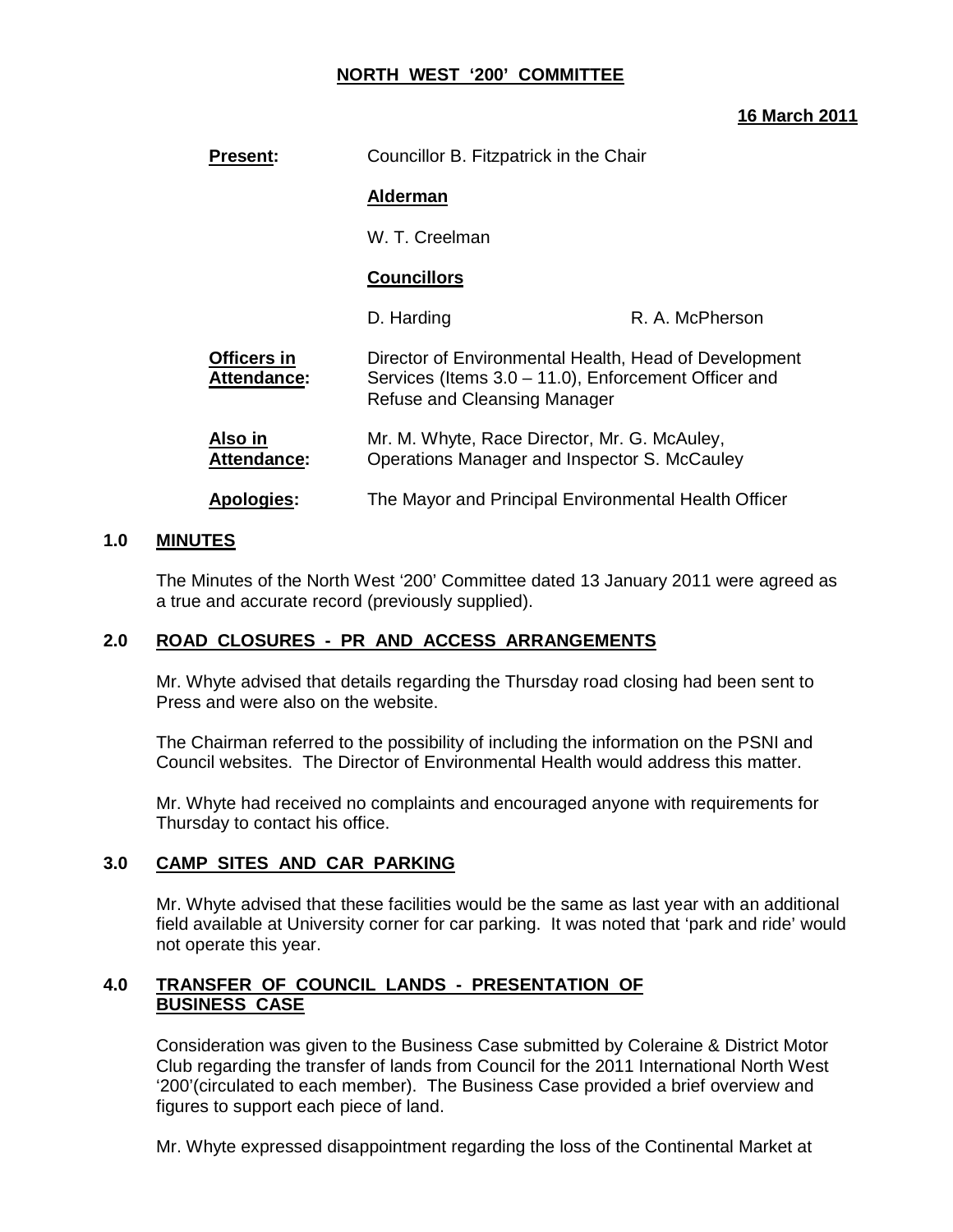**NORTH WEST '200' COMMITTEE**

**16 March 2011**

| | | |
|---|---|---|
| **Present:** | Councillor B. Fitzpatrick in the Chair | |
| | **Alderman** | |
| | W. T. Creelman | |
| | **Councillors** | |
| | D. Harding | R. A. McPherson |
| **Officers in Attendance:** | Director of Environmental Health, Head of Development Services (Items 3.0 – 11.0), Enforcement Officer and Refuse and Cleansing Manager | |
| **Also in Attendance:** | Mr. M. Whyte, Race Director, Mr. G. McAuley, Operations Manager and Inspector S. McCauley | |
| **Apologies:** | The Mayor and Principal Environmental Health Officer | |

## 1.0 MINUTES

The Minutes of the North West '200' Committee dated 13 January 2011 were agreed as a true and accurate record (previously supplied).

## 2.0 ROAD CLOSURES - PR AND ACCESS ARRANGEMENTS

Mr. Whyte advised that details regarding the Thursday road closing had been sent to Press and were also on the website.

The Chairman referred to the possibility of including the information on the PSNI and Council websites. The Director of Environmental Health would address this matter.

Mr. Whyte had received no complaints and encouraged anyone with requirements for Thursday to contact his office.

## 3.0 CAMP SITES AND CAR PARKING

Mr. Whyte advised that these facilities would be the same as last year with an additional field available at University corner for car parking. It was noted that 'park and ride' would not operate this year.

## 4.0 TRANSFER OF COUNCIL LANDS - PRESENTATION OF BUSINESS CASE

Consideration was given to the Business Case submitted by Coleraine & District Motor Club regarding the transfer of lands from Council for the 2011 International North West '200'(circulated to each member). The Business Case provided a brief overview and figures to support each piece of land.

Mr. Whyte expressed disappointment regarding the loss of the Continental Market at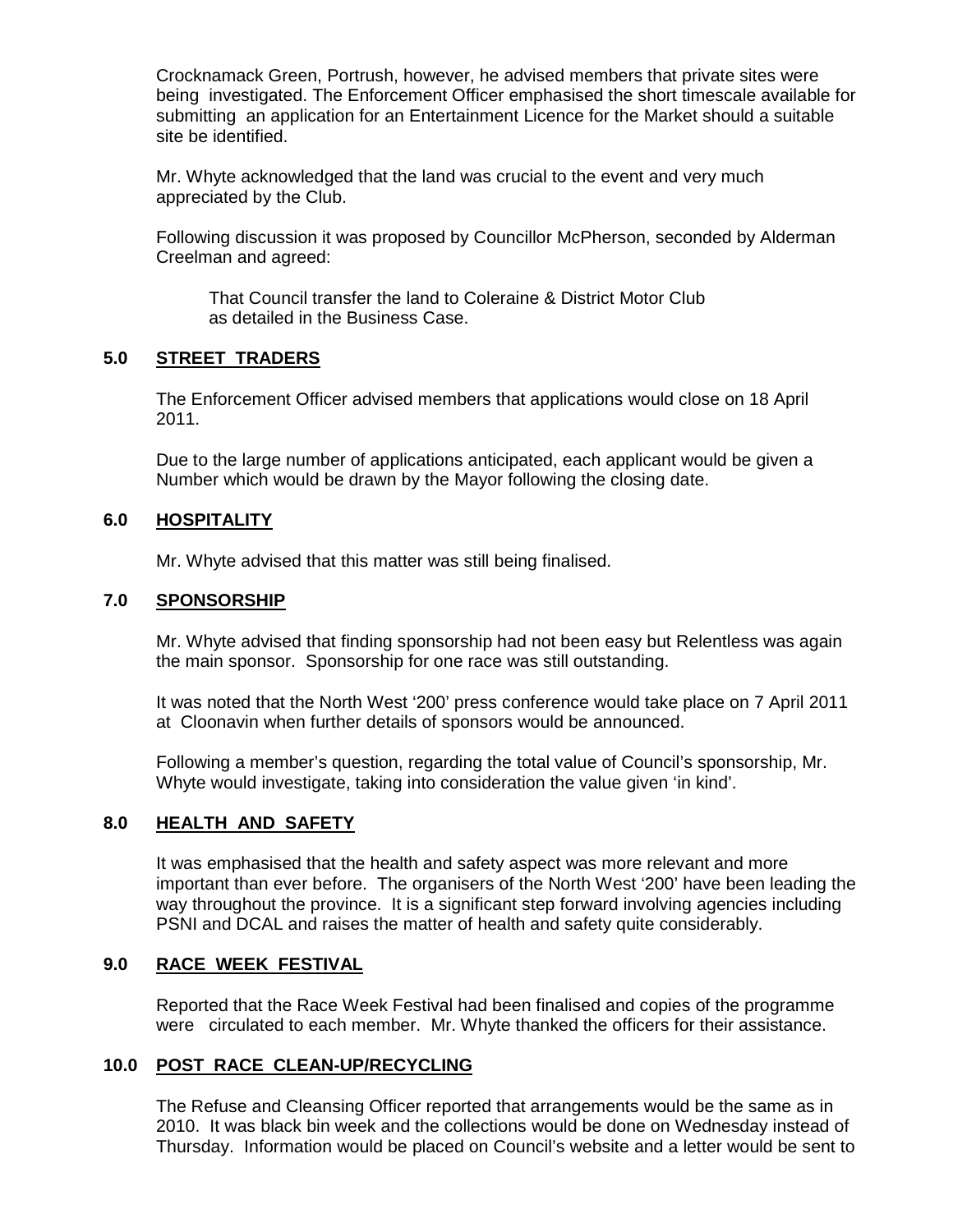Crocknamack Green, Portrush, however, he advised members that private sites were being investigated. The Enforcement Officer emphasised the short timescale available for submitting an application for an Entertainment Licence for the Market should a suitable site be identified.

Mr. Whyte acknowledged that the land was crucial to the event and very much appreciated by the Club.

Following discussion it was proposed by Councillor McPherson, seconded by Alderman Creelman and agreed:

> That Council transfer the land to Coleraine & District Motor Club as detailed in the Business Case.

## 5.0 STREET TRADERS

The Enforcement Officer advised members that applications would close on 18 April 2011.

Due to the large number of applications anticipated, each applicant would be given a Number which would be drawn by the Mayor following the closing date.

## 6.0 HOSPITALITY

Mr. Whyte advised that this matter was still being finalised.

## 7.0 SPONSORSHIP

Mr. Whyte advised that finding sponsorship had not been easy but Relentless was again the main sponsor. Sponsorship for one race was still outstanding.

It was noted that the North West '200' press conference would take place on 7 April 2011 at Cloonavin when further details of sponsors would be announced.

Following a member's question, regarding the total value of Council's sponsorship, Mr. Whyte would investigate, taking into consideration the value given 'in kind'.

## 8.0 HEALTH AND SAFETY

It was emphasised that the health and safety aspect was more relevant and more important than ever before. The organisers of the North West '200' have been leading the way throughout the province. It is a significant step forward involving agencies including PSNI and DCAL and raises the matter of health and safety quite considerably.

## 9.0 RACE WEEK FESTIVAL

Reported that the Race Week Festival had been finalised and copies of the programme were circulated to each member. Mr. Whyte thanked the officers for their assistance.

## 10.0 POST RACE CLEAN-UP/RECYCLING

The Refuse and Cleansing Officer reported that arrangements would be the same as in 2010. It was black bin week and the collections would be done on Wednesday instead of Thursday. Information would be placed on Council's website and a letter would be sent to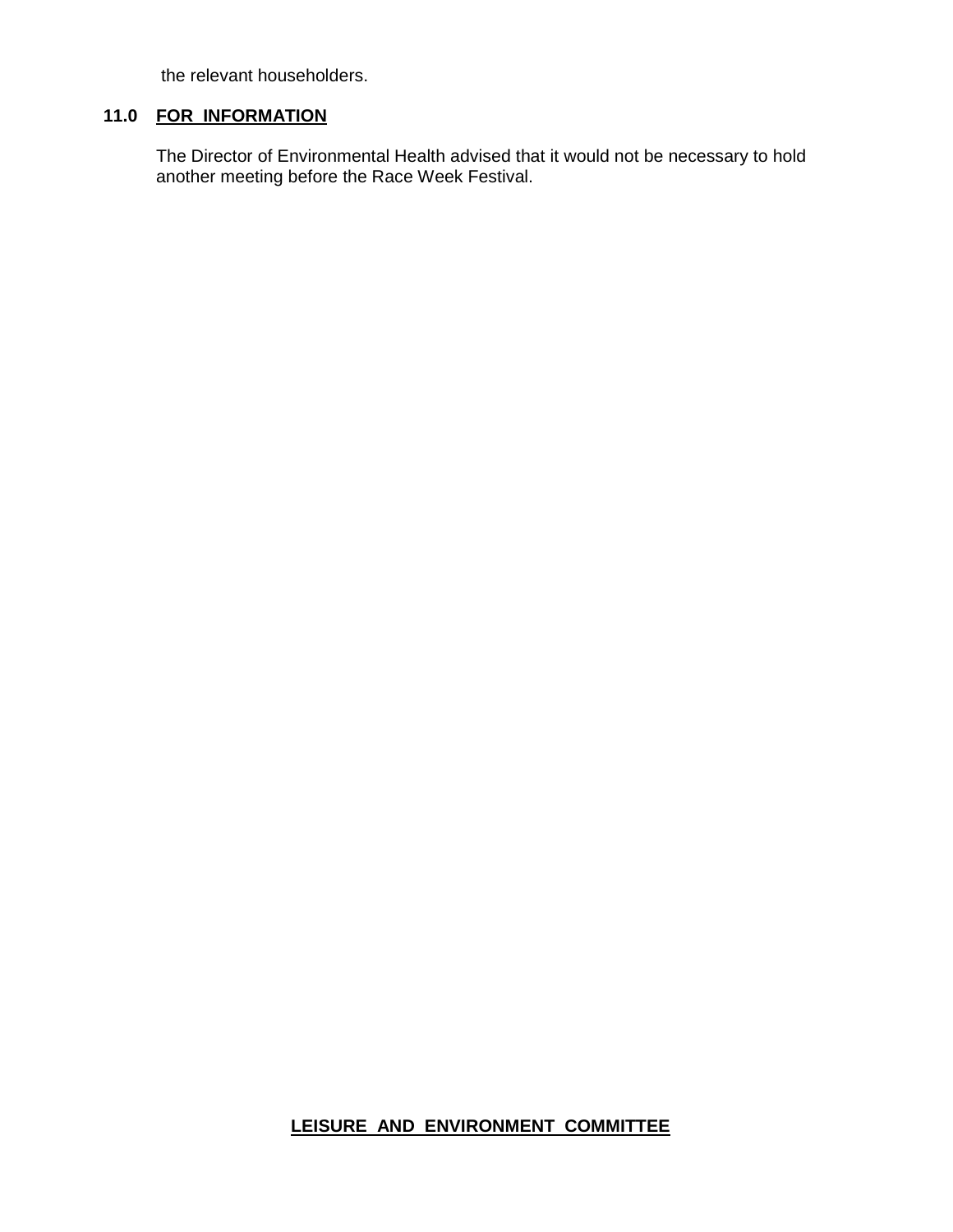the relevant householders.

**11.0 FOR INFORMATION**

The Director of Environmental Health advised that it would not be necessary to hold another meeting before the Race Week Festival.

**LEISURE AND ENVIRONMENT COMMITTEE**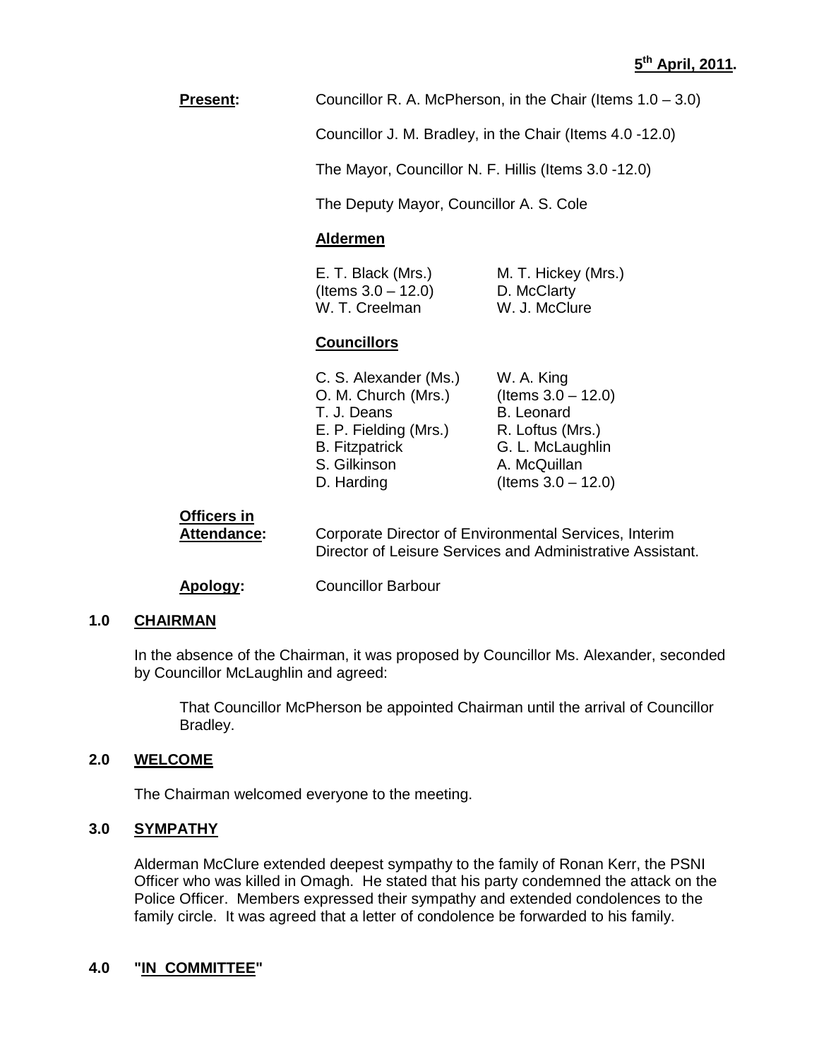**5th April, 2011.**

**Present:** Councillor R. A. McPherson, in the Chair (Items 1.0 – 3.0)

Councillor J. M. Bradley, in the Chair (Items 4.0 -12.0)

The Mayor, Councillor N. F. Hillis (Items 3.0 -12.0)

The Deputy Mayor, Councillor A. S. Cole

**Aldermen**

| | |
|---|---|
| E. T. Black (Mrs.) (Items 3.0 – 12.0) | M. T. Hickey (Mrs.) |
| | D. McClarty |
| W. T. Creelman | W. J. McClure |

**Councillors**

| | |
|---|---|
| C. S. Alexander (Ms.) | W. A. King (Items 3.0 – 12.0) |
| O. M. Church (Mrs.) | |
| T. J. Deans | B. Leonard |
| E. P. Fielding (Mrs.) | R. Loftus (Mrs.) |
| B. Fitzpatrick | G. L. McLaughlin |
| S. Gilkinson | A. McQuillan (Items 3.0 – 12.0) |
| D. Harding | |

**Officers in Attendance:** Corporate Director of Environmental Services, Interim Director of Leisure Services and Administrative Assistant.

**Apology:** Councillor Barbour

## 1.0 CHAIRMAN

In the absence of the Chairman, it was proposed by Councillor Ms. Alexander, seconded by Councillor McLaughlin and agreed:

> That Councillor McPherson be appointed Chairman until the arrival of Councillor Bradley.

## 2.0 WELCOME

The Chairman welcomed everyone to the meeting.

## 3.0 SYMPATHY

Alderman McClure extended deepest sympathy to the family of Ronan Kerr, the PSNI Officer who was killed in Omagh. He stated that his party condemned the attack on the Police Officer. Members expressed their sympathy and extended condolences to the family circle. It was agreed that a letter of condolence be forwarded to his family.

## 4.0 "IN COMMITTEE"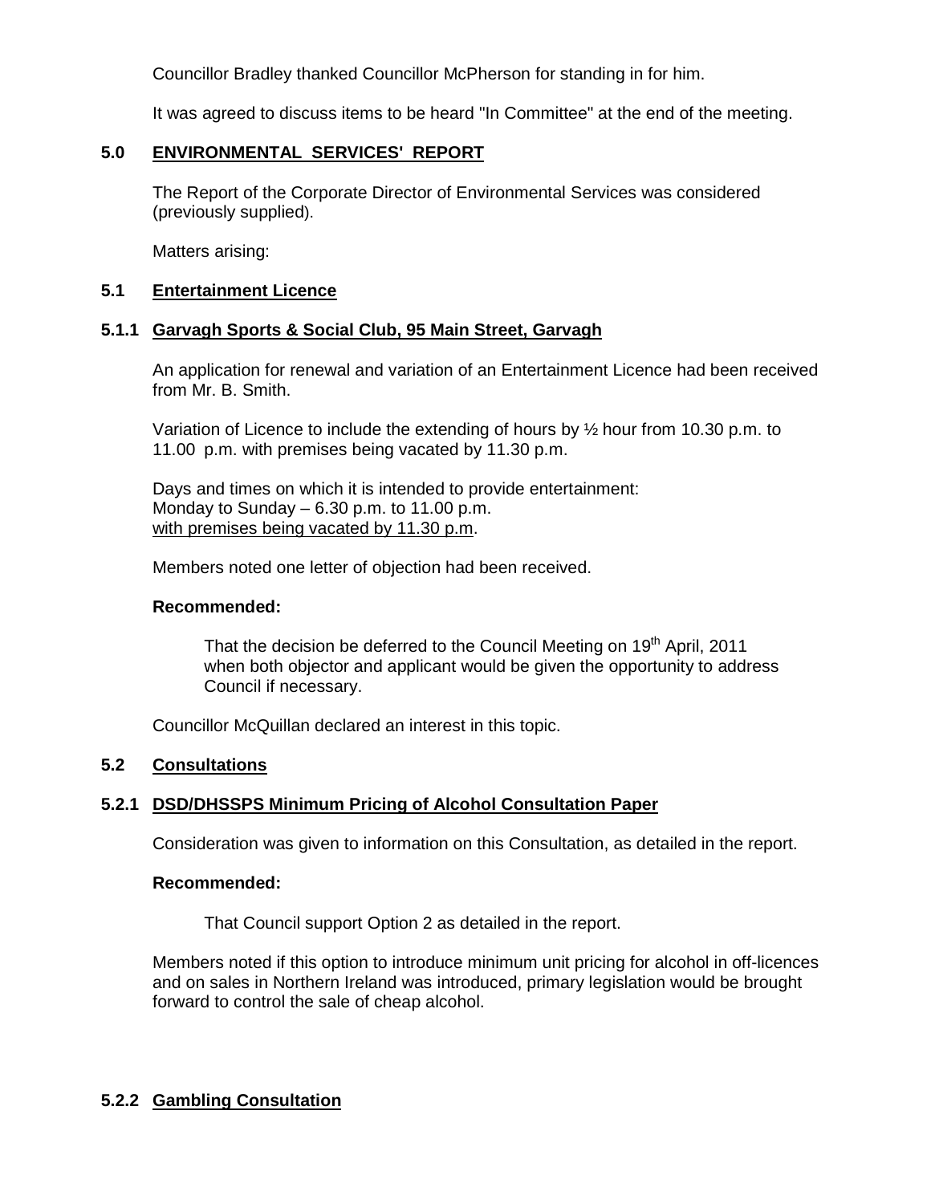Councillor Bradley thanked Councillor McPherson for standing in for him.

It was agreed to discuss items to be heard "In Committee" at the end of the meeting.

## 5.0 ENVIRONMENTAL SERVICES' REPORT

The Report of the Corporate Director of Environmental Services was considered (previously supplied).

Matters arising:

### 5.1 Entertainment Licence

#### 5.1.1 Garvagh Sports & Social Club, 95 Main Street, Garvagh

An application for renewal and variation of an Entertainment Licence had been received from Mr. B. Smith.

Variation of Licence to include the extending of hours by ½ hour from 10.30 p.m. to 11.00 p.m. with premises being vacated by 11.30 p.m.

Days and times on which it is intended to provide entertainment:
Monday to Sunday – 6.30 p.m. to 11.00 p.m.
with premises being vacated by 11.30 p.m.

Members noted one letter of objection had been received.

**Recommended:**

> That the decision be deferred to the Council Meeting on 19th April, 2011 when both objector and applicant would be given the opportunity to address Council if necessary.

Councillor McQuillan declared an interest in this topic.

### 5.2 Consultations

#### 5.2.1 DSD/DHSSPS Minimum Pricing of Alcohol Consultation Paper

Consideration was given to information on this Consultation, as detailed in the report.

**Recommended:**

> That Council support Option 2 as detailed in the report.

Members noted if this option to introduce minimum unit pricing for alcohol in off-licences and on sales in Northern Ireland was introduced, primary legislation would be brought forward to control the sale of cheap alcohol.

#### 5.2.2 Gambling Consultation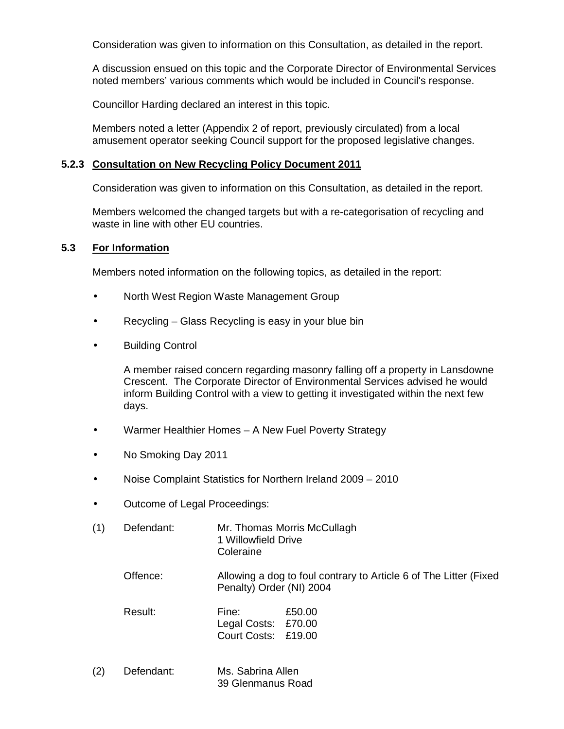Consideration was given to information on this Consultation, as detailed in the report.

A discussion ensued on this topic and the Corporate Director of Environmental Services noted members' various comments which would be included in Council's response.

Councillor Harding declared an interest in this topic.

Members noted a letter (Appendix 2 of report, previously circulated) from a local amusement operator seeking Council support for the proposed legislative changes.

#### 5.2.3 Consultation on New Recycling Policy Document 2011

Consideration was given to information on this Consultation, as detailed in the report.

Members welcomed the changed targets but with a re-categorisation of recycling and waste in line with other EU countries.

### 5.3 For Information

Members noted information on the following topics, as detailed in the report:

- North West Region Waste Management Group
- Recycling – Glass Recycling is easy in your blue bin
- Building Control

  A member raised concern regarding masonry falling off a property in Lansdowne Crescent. The Corporate Director of Environmental Services advised he would inform Building Control with a view to getting it investigated within the next few days.

- Warmer Healthier Homes – A New Fuel Poverty Strategy
- No Smoking Day 2011
- Noise Complaint Statistics for Northern Ireland 2009 – 2010
- Outcome of Legal Proceedings:

(1) Defendant: Mr. Thomas Morris McCullagh
1 Willowfield Drive
Coleraine

Offence: Allowing a dog to foul contrary to Article 6 of The Litter (Fixed Penalty) Order (NI) 2004

Result:
Fine: £50.00
Legal Costs: £70.00
Court Costs: £19.00

(2) Defendant: Ms. Sabrina Allen
39 Glenmanus Road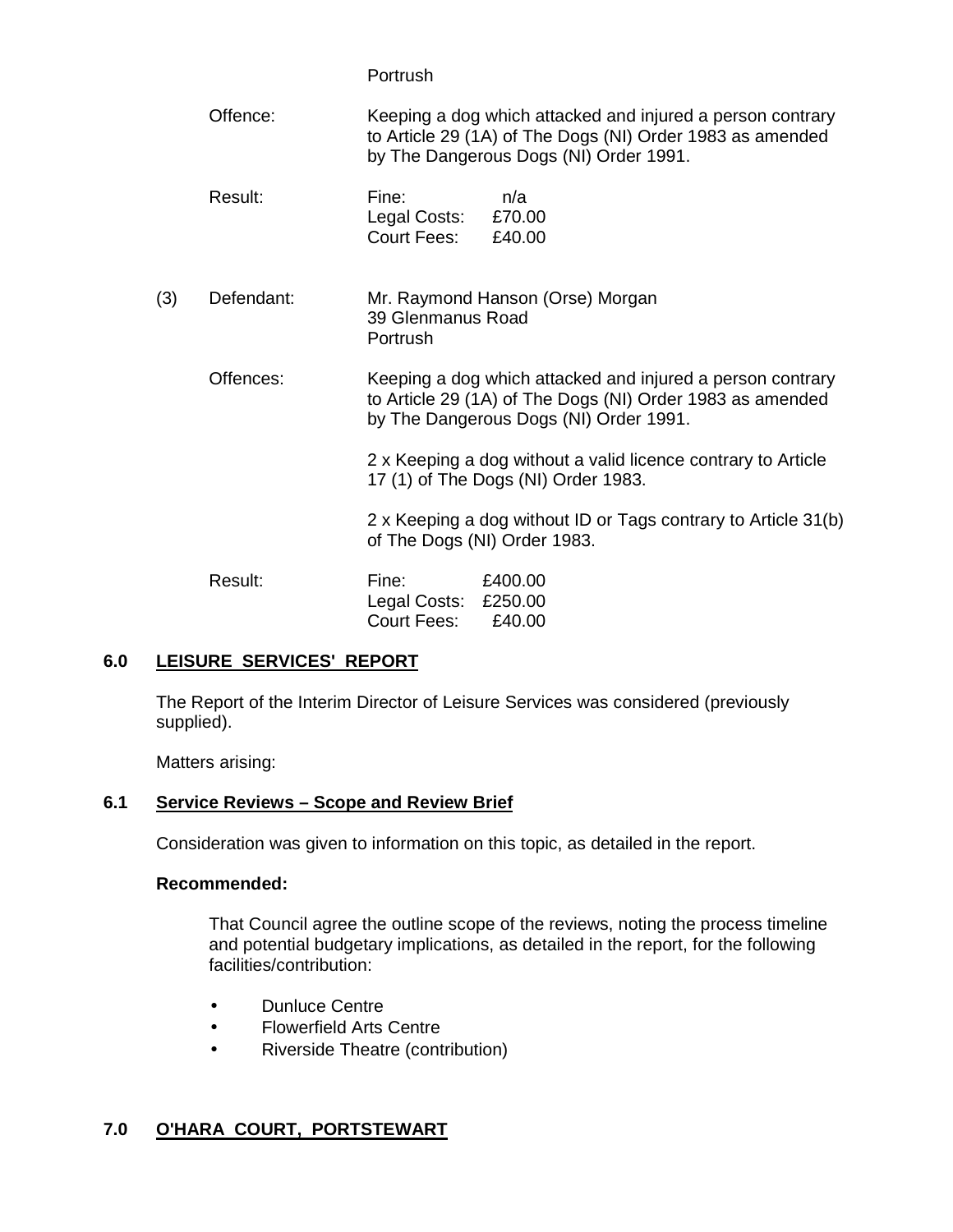Portrush

Offence: Keeping a dog which attacked and injured a person contrary to Article 29 (1A) of The Dogs (NI) Order 1983 as amended by The Dangerous Dogs (NI) Order 1991.

Result:
Fine: n/a
Legal Costs: £70.00
Court Fees: £40.00

(3) Defendant: Mr. Raymond Hanson (Orse) Morgan
39 Glenmanus Road
Portrush

Offences: Keeping a dog which attacked and injured a person contrary to Article 29 (1A) of The Dogs (NI) Order 1983 as amended by The Dangerous Dogs (NI) Order 1991.

2 x Keeping a dog without a valid licence contrary to Article 17 (1) of The Dogs (NI) Order 1983.

2 x Keeping a dog without ID or Tags contrary to Article 31(b) of The Dogs (NI) Order 1983.

Result:
Fine: £400.00
Legal Costs: £250.00
Court Fees: £40.00

## 6.0 LEISURE SERVICES' REPORT

The Report of the Interim Director of Leisure Services was considered (previously supplied).

Matters arising:

### 6.1 Service Reviews – Scope and Review Brief

Consideration was given to information on this topic, as detailed in the report.

**Recommended:**

That Council agree the outline scope of the reviews, noting the process timeline and potential budgetary implications, as detailed in the report, for the following facilities/contribution:

- Dunluce Centre
- Flowerfield Arts Centre
- Riverside Theatre (contribution)

## 7.0 O'HARA COURT, PORTSTEWART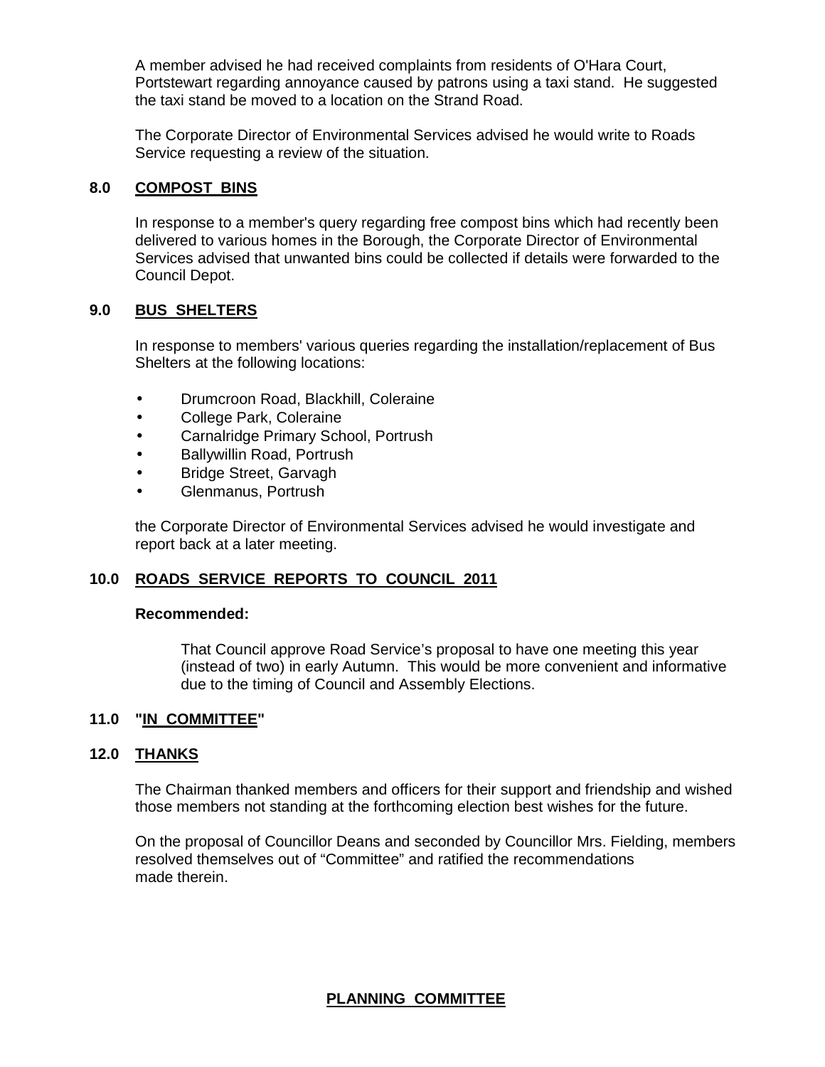A member advised he had received complaints from residents of O'Hara Court, Portstewart regarding annoyance caused by patrons using a taxi stand. He suggested the taxi stand be moved to a location on the Strand Road.

The Corporate Director of Environmental Services advised he would write to Roads Service requesting a review of the situation.

## 8.0 COMPOST BINS

In response to a member's query regarding free compost bins which had recently been delivered to various homes in the Borough, the Corporate Director of Environmental Services advised that unwanted bins could be collected if details were forwarded to the Council Depot.

## 9.0 BUS SHELTERS

In response to members' various queries regarding the installation/replacement of Bus Shelters at the following locations:

- Drumcroon Road, Blackhill, Coleraine
- College Park, Coleraine
- Carnalridge Primary School, Portrush
- Ballywillin Road, Portrush
- Bridge Street, Garvagh
- Glenmanus, Portrush

the Corporate Director of Environmental Services advised he would investigate and report back at a later meeting.

## 10.0 ROADS SERVICE REPORTS TO COUNCIL 2011

**Recommended:**

That Council approve Road Service's proposal to have one meeting this year (instead of two) in early Autumn. This would be more convenient and informative due to the timing of Council and Assembly Elections.

## 11.0 "IN COMMITTEE"

## 12.0 THANKS

The Chairman thanked members and officers for their support and friendship and wished those members not standing at the forthcoming election best wishes for the future.

On the proposal of Councillor Deans and seconded by Councillor Mrs. Fielding, members resolved themselves out of "Committee" and ratified the recommendations made therein.

## PLANNING COMMITTEE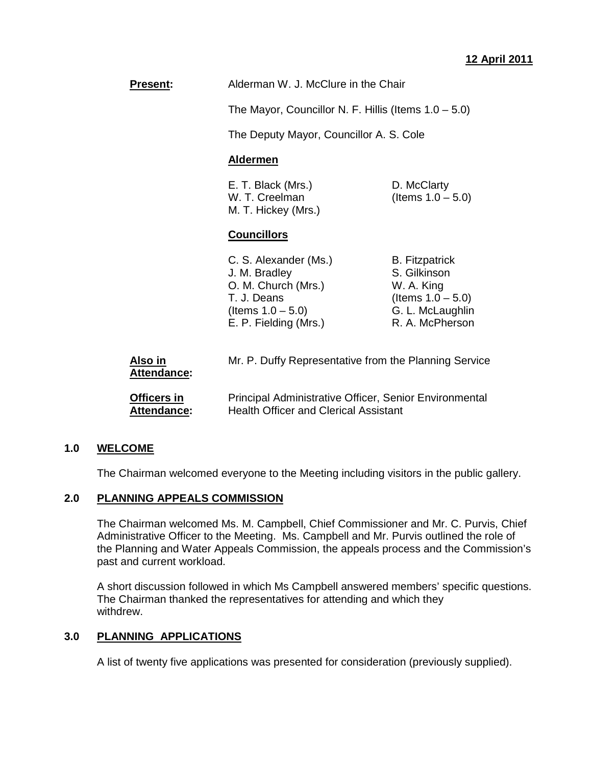**12 April 2011**

**Present:** Alderman W. J. McClure in the Chair

The Mayor, Councillor N. F. Hillis (Items 1.0 – 5.0)

The Deputy Mayor, Councillor A. S. Cole

**Aldermen**

E. T. Black (Mrs.)
W. T. Creelman
M. T. Hickey (Mrs.)
D. McClarty (Items 1.0 – 5.0)

**Councillors**

C. S. Alexander (Ms.)
J. M. Bradley
O. M. Church (Mrs.)
T. J. Deans (Items 1.0 – 5.0)
E. P. Fielding (Mrs.)
B. Fitzpatrick
S. Gilkinson
W. A. King (Items 1.0 – 5.0)
G. L. McLaughlin
R. A. McPherson

**Also in Attendance:** Mr. P. Duffy Representative from the Planning Service

**Officers in Attendance:** Principal Administrative Officer, Senior Environmental Health Officer and Clerical Assistant

## 1.0 WELCOME

The Chairman welcomed everyone to the Meeting including visitors in the public gallery.

## 2.0 PLANNING APPEALS COMMISSION

The Chairman welcomed Ms. M. Campbell, Chief Commissioner and Mr. C. Purvis, Chief Administrative Officer to the Meeting. Ms. Campbell and Mr. Purvis outlined the role of the Planning and Water Appeals Commission, the appeals process and the Commission's past and current workload.

A short discussion followed in which Ms Campbell answered members' specific questions. The Chairman thanked the representatives for attending and which they withdrew.

## 3.0 PLANNING APPLICATIONS

A list of twenty five applications was presented for consideration (previously supplied).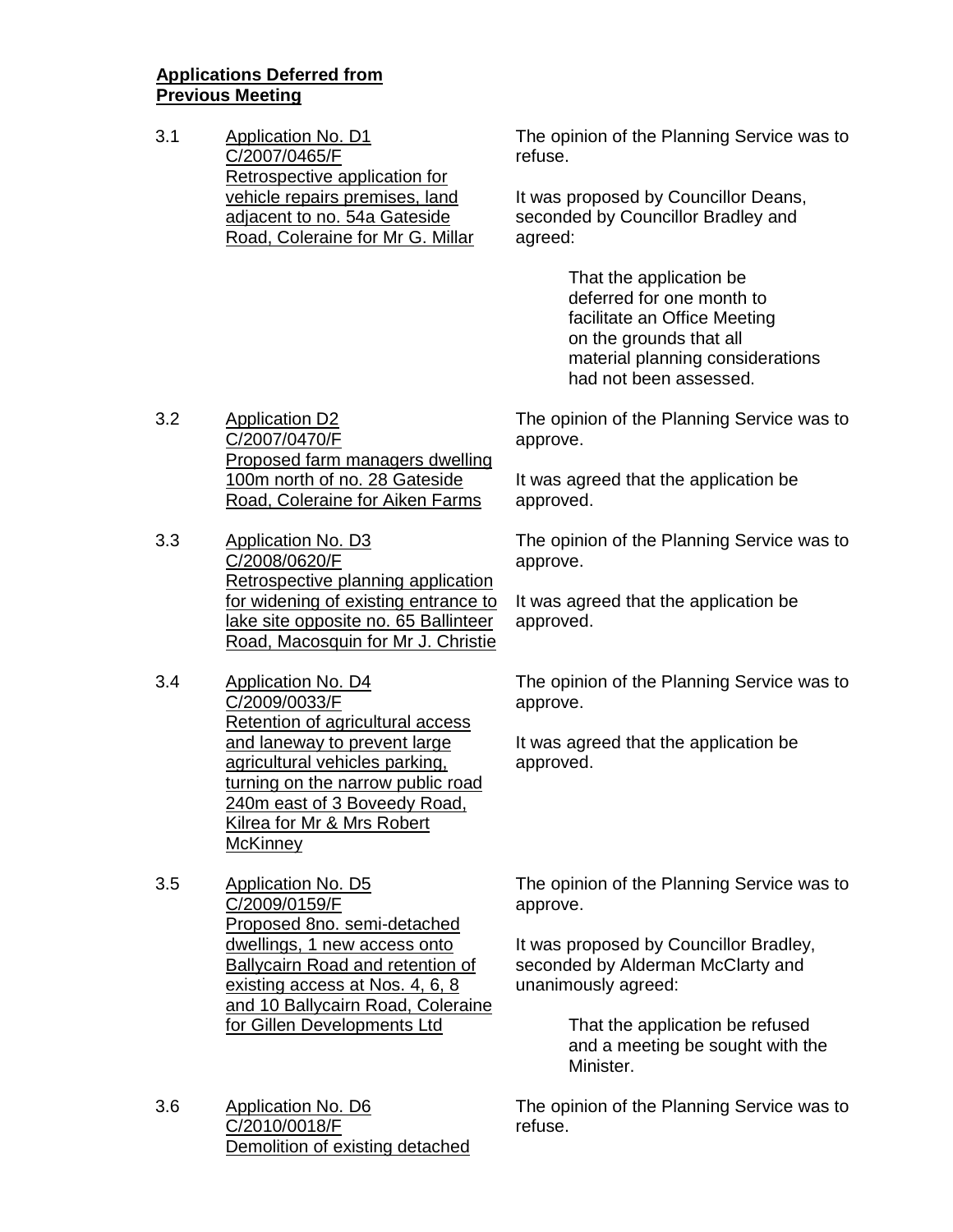**Applications Deferred from Previous Meeting**

3.1 Application No. D1
C/2007/0465/F
Retrospective application for vehicle repairs premises, land adjacent to no. 54a Gateside Road, Coleraine for Mr G. Millar

The opinion of the Planning Service was to refuse.

It was proposed by Councillor Deans, seconded by Councillor Bradley and agreed:

> That the application be deferred for one month to facilitate an Office Meeting on the grounds that all material planning considerations had not been assessed.

3.2 Application D2
C/2007/0470/F
Proposed farm managers dwelling 100m north of no. 28 Gateside Road, Coleraine for Aiken Farms

The opinion of the Planning Service was to approve.

It was agreed that the application be approved.

3.3 Application No. D3
C/2008/0620/F
Retrospective planning application for widening of existing entrance to lake site opposite no. 65 Ballinteer Road, Macosquin for Mr J. Christie

The opinion of the Planning Service was to approve.

It was agreed that the application be approved.

3.4 Application No. D4
C/2009/0033/F
Retention of agricultural access and laneway to prevent large agricultural vehicles parking, turning on the narrow public road 240m east of 3 Boveedy Road, Kilrea for Mr & Mrs Robert McKinney

The opinion of the Planning Service was to approve.

It was agreed that the application be approved.

3.5 Application No. D5
C/2009/0159/F
Proposed 8no. semi-detached dwellings, 1 new access onto Ballycairn Road and retention of existing access at Nos. 4, 6, 8 and 10 Ballycairn Road, Coleraine for Gillen Developments Ltd

The opinion of the Planning Service was to approve.

It was proposed by Councillor Bradley, seconded by Alderman McClarty and unanimously agreed:

> That the application be refused and a meeting be sought with the Minister.

3.6 Application No. D6
C/2010/0018/F
Demolition of existing detached

The opinion of the Planning Service was to refuse.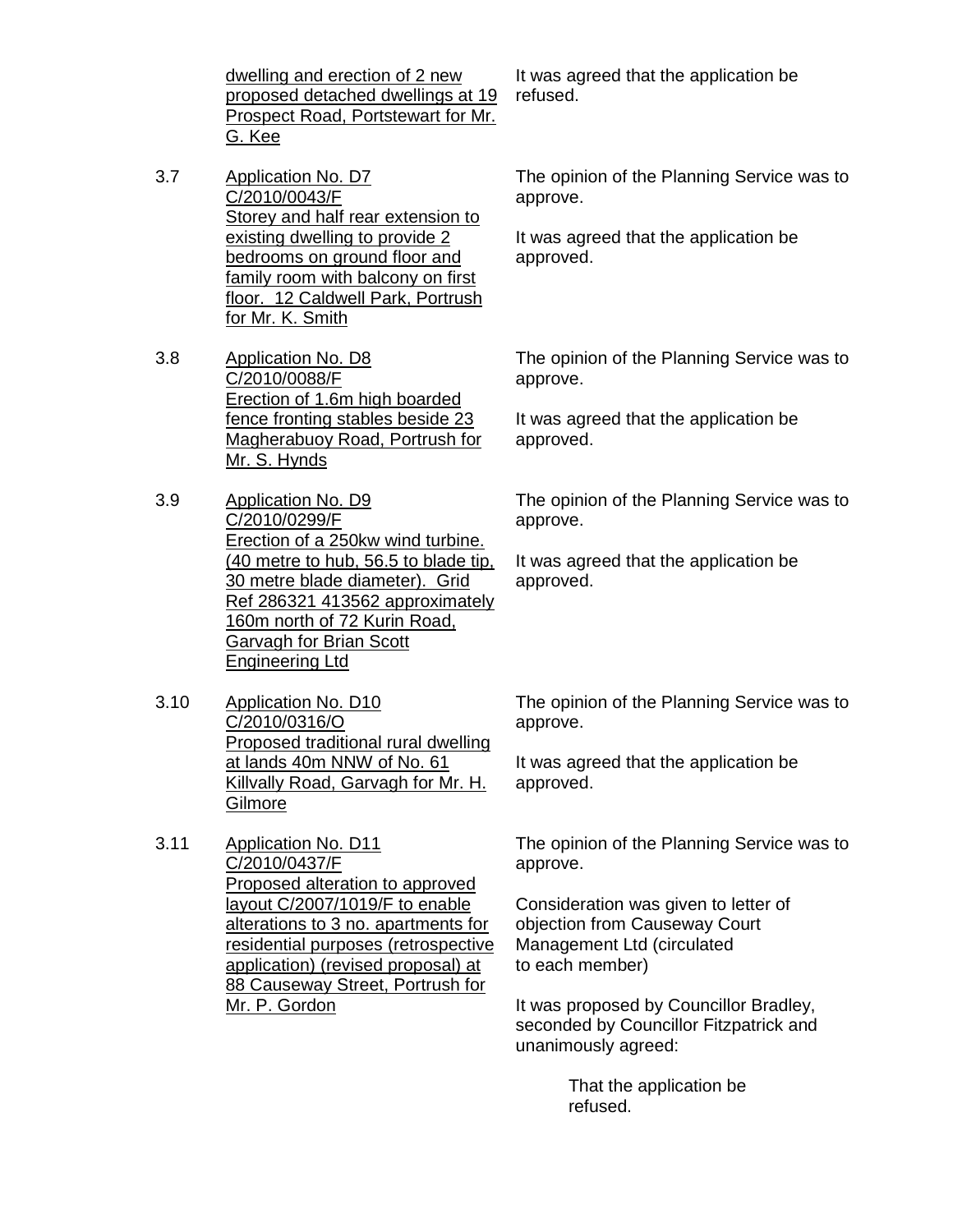| | | |
|---|---|---|
| | dwelling and erection of 2 new proposed detached dwellings at 19 Prospect Road, Portstewart for Mr. G. Kee | It was agreed that the application be refused. |
| 3.7 | Application No. D7<br>C/2010/0043/F<br>Storey and half rear extension to existing dwelling to provide 2 bedrooms on ground floor and family room with balcony on first floor. 12 Caldwell Park, Portrush for Mr. K. Smith | The opinion of the Planning Service was to approve.<br><br>It was agreed that the application be approved. |
| 3.8 | Application No. D8<br>C/2010/0088/F<br>Erection of 1.6m high boarded fence fronting stables beside 23 Magherabuoy Road, Portrush for Mr. S. Hynds | The opinion of the Planning Service was to approve.<br><br>It was agreed that the application be approved. |
| 3.9 | Application No. D9<br>C/2010/0299/F<br>Erection of a 250kw wind turbine. (40 metre to hub, 56.5 to blade tip, 30 metre blade diameter). Grid Ref 286321 413562 approximately 160m north of 72 Kurin Road, Garvagh for Brian Scott Engineering Ltd | The opinion of the Planning Service was to approve.<br><br>It was agreed that the application be approved. |
| 3.10 | Application No. D10<br>C/2010/0316/O<br>Proposed traditional rural dwelling at lands 40m NNW of No. 61 Killvally Road, Garvagh for Mr. H. Gilmore | The opinion of the Planning Service was to approve.<br><br>It was agreed that the application be approved. |
| 3.11 | Application No. D11<br>C/2010/0437/F<br>Proposed alteration to approved layout C/2007/1019/F to enable alterations to 3 no. apartments for residential purposes (retrospective application) (revised proposal) at 88 Causeway Street, Portrush for Mr. P. Gordon | The opinion of the Planning Service was to approve.<br><br>Consideration was given to letter of objection from Causeway Court Management Ltd (circulated to each member)<br><br>It was proposed by Councillor Bradley, seconded by Councillor Fitzpatrick and unanimously agreed:<br><br>That the application be refused. |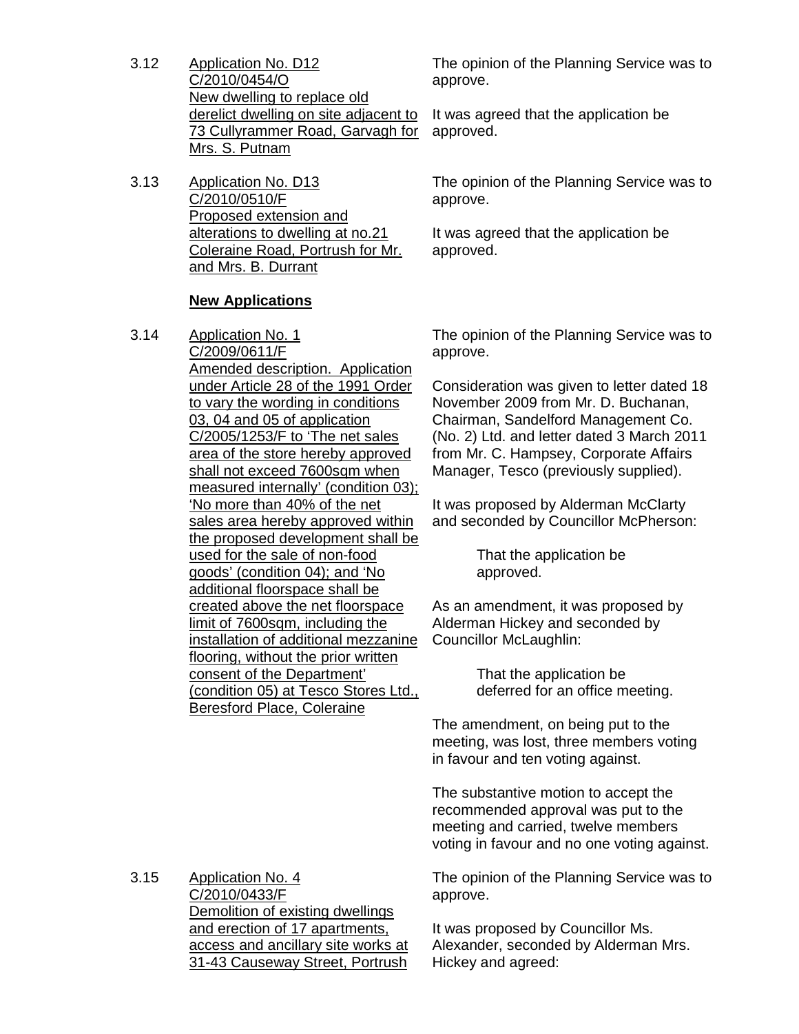3.12 Application No. D12
C/2010/0454/O
New dwelling to replace old derelict dwelling on site adjacent to 73 Cullyrammer Road, Garvagh for Mrs. S. Putnam

The opinion of the Planning Service was to approve.

It was agreed that the application be approved.

3.13 Application No. D13
C/2010/0510/F
Proposed extension and alterations to dwelling at no.21 Coleraine Road, Portrush for Mr. and Mrs. B. Durrant

The opinion of the Planning Service was to approve.

It was agreed that the application be approved.

**New Applications**

3.14 Application No. 1
C/2009/0611/F
Amended description. Application under Article 28 of the 1991 Order to vary the wording in conditions 03, 04 and 05 of application C/2005/1253/F to 'The net sales area of the store hereby approved shall not exceed 7600sqm when measured internally' (condition 03); 'No more than 40% of the net sales area hereby approved within the proposed development shall be used for the sale of non-food goods' (condition 04); and 'No additional floorspace shall be created above the net floorspace limit of 7600sqm, including the installation of additional mezzanine flooring, without the prior written consent of the Department' (condition 05) at Tesco Stores Ltd., Beresford Place, Coleraine

The opinion of the Planning Service was to approve.

Consideration was given to letter dated 18 November 2009 from Mr. D. Buchanan, Chairman, Sandelford Management Co. (No. 2) Ltd. and letter dated 3 March 2011 from Mr. C. Hampsey, Corporate Affairs Manager, Tesco (previously supplied).

It was proposed by Alderman McClarty and seconded by Councillor McPherson:

> That the application be approved.

As an amendment, it was proposed by Alderman Hickey and seconded by Councillor McLaughlin:

> That the application be deferred for an office meeting.

The amendment, on being put to the meeting, was lost, three members voting in favour and ten voting against.

The substantive motion to accept the recommended approval was put to the meeting and carried, twelve members voting in favour and no one voting against.

3.15 Application No. 4
C/2010/0433/F
Demolition of existing dwellings and erection of 17 apartments, access and ancillary site works at 31-43 Causeway Street, Portrush

The opinion of the Planning Service was to approve.

It was proposed by Councillor Ms. Alexander, seconded by Alderman Mrs. Hickey and agreed: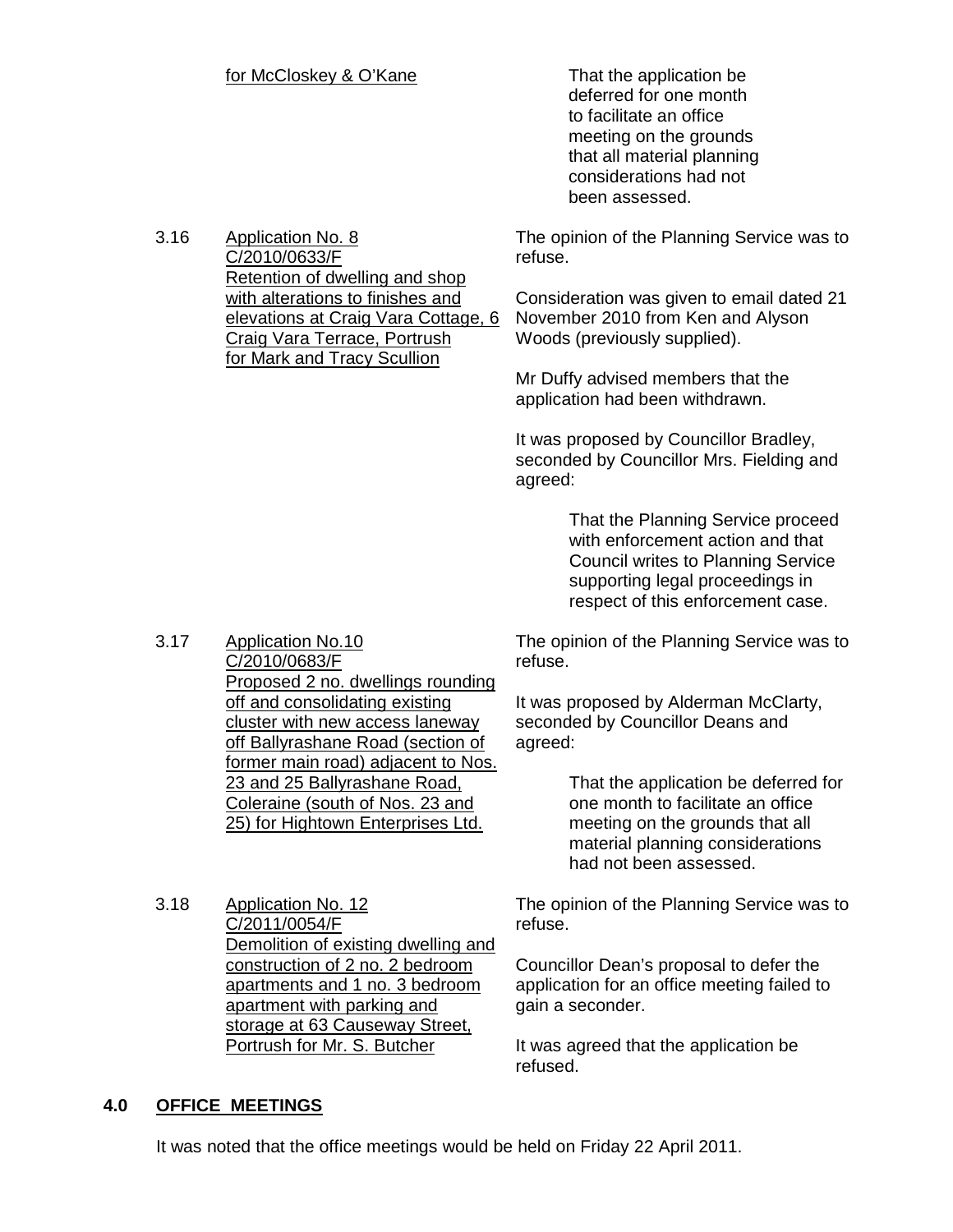for McCloskey & O'Kane

That the application be deferred for one month to facilitate an office meeting on the grounds that all material planning considerations had not been assessed.

3.16 Application No. 8
C/2010/0633/F
Retention of dwelling and shop with alterations to finishes and elevations at Craig Vara Cottage, 6 Craig Vara Terrace, Portrush for Mark and Tracy Scullion

The opinion of the Planning Service was to refuse.

Consideration was given to email dated 21 November 2010 from Ken and Alyson Woods (previously supplied).

Mr Duffy advised members that the application had been withdrawn.

It was proposed by Councillor Bradley, seconded by Councillor Mrs. Fielding and agreed:

> That the Planning Service proceed with enforcement action and that Council writes to Planning Service supporting legal proceedings in respect of this enforcement case.

3.17 Application No.10
C/2010/0683/F
Proposed 2 no. dwellings rounding off and consolidating existing cluster with new access laneway off Ballyrashane Road (section of former main road) adjacent to Nos. 23 and 25 Ballyrashane Road, Coleraine (south of Nos. 23 and 25) for Hightown Enterprises Ltd.

The opinion of the Planning Service was to refuse.

It was proposed by Alderman McClarty, seconded by Councillor Deans and agreed:

> That the application be deferred for one month to facilitate an office meeting on the grounds that all material planning considerations had not been assessed.

3.18 Application No. 12
C/2011/0054/F
Demolition of existing dwelling and construction of 2 no. 2 bedroom apartments and 1 no. 3 bedroom apartment with parking and storage at 63 Causeway Street, Portrush for Mr. S. Butcher

The opinion of the Planning Service was to refuse.

Councillor Dean's proposal to defer the application for an office meeting failed to gain a seconder.

It was agreed that the application be refused.

## 4.0 OFFICE MEETINGS

It was noted that the office meetings would be held on Friday 22 April 2011.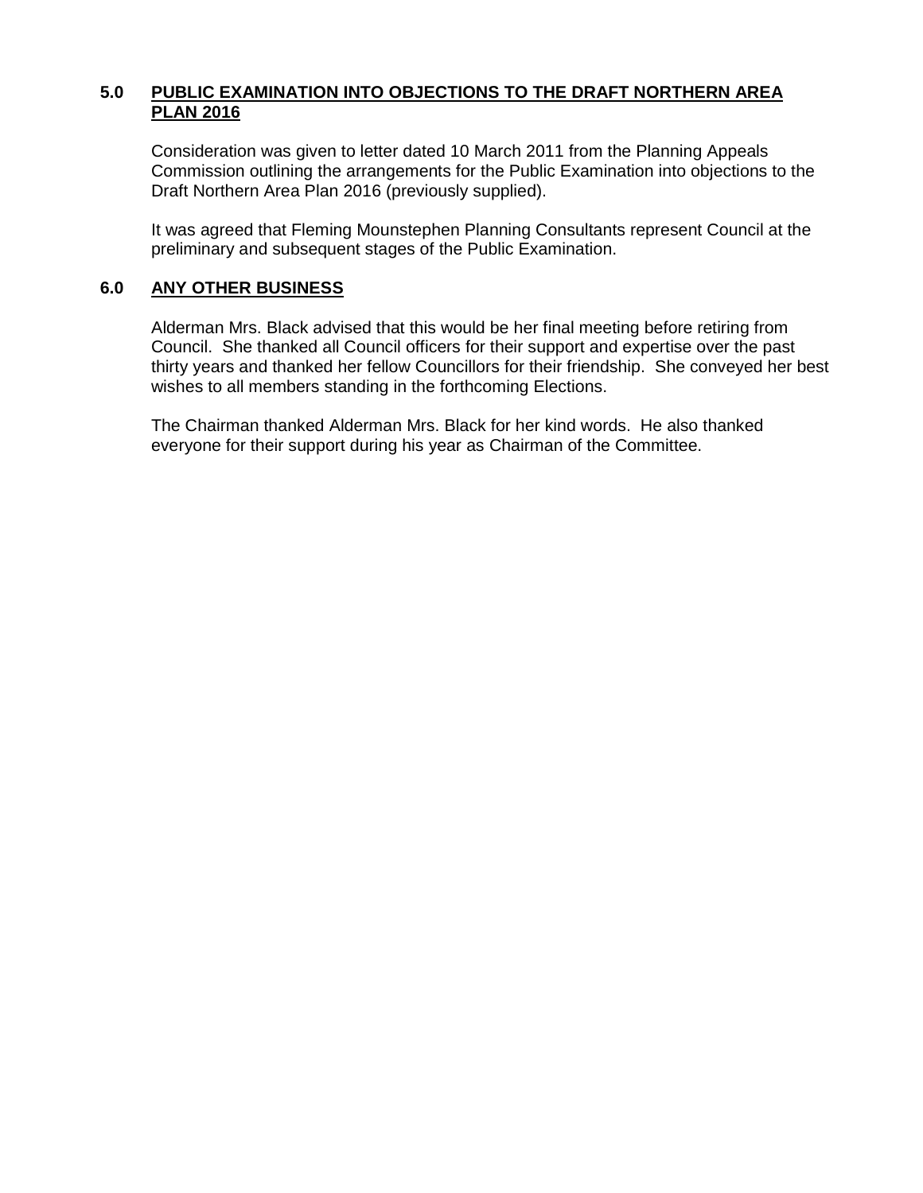**5.0 PUBLIC EXAMINATION INTO OBJECTIONS TO THE DRAFT NORTHERN AREA PLAN 2016**

Consideration was given to letter dated 10 March 2011 from the Planning Appeals Commission outlining the arrangements for the Public Examination into objections to the Draft Northern Area Plan 2016 (previously supplied).

It was agreed that Fleming Mounstephen Planning Consultants represent Council at the preliminary and subsequent stages of the Public Examination.

**6.0 ANY OTHER BUSINESS**

Alderman Mrs. Black advised that this would be her final meeting before retiring from Council. She thanked all Council officers for their support and expertise over the past thirty years and thanked her fellow Councillors for their friendship. She conveyed her best wishes to all members standing in the forthcoming Elections.

The Chairman thanked Alderman Mrs. Black for her kind words. He also thanked everyone for their support during his year as Chairman of the Committee.